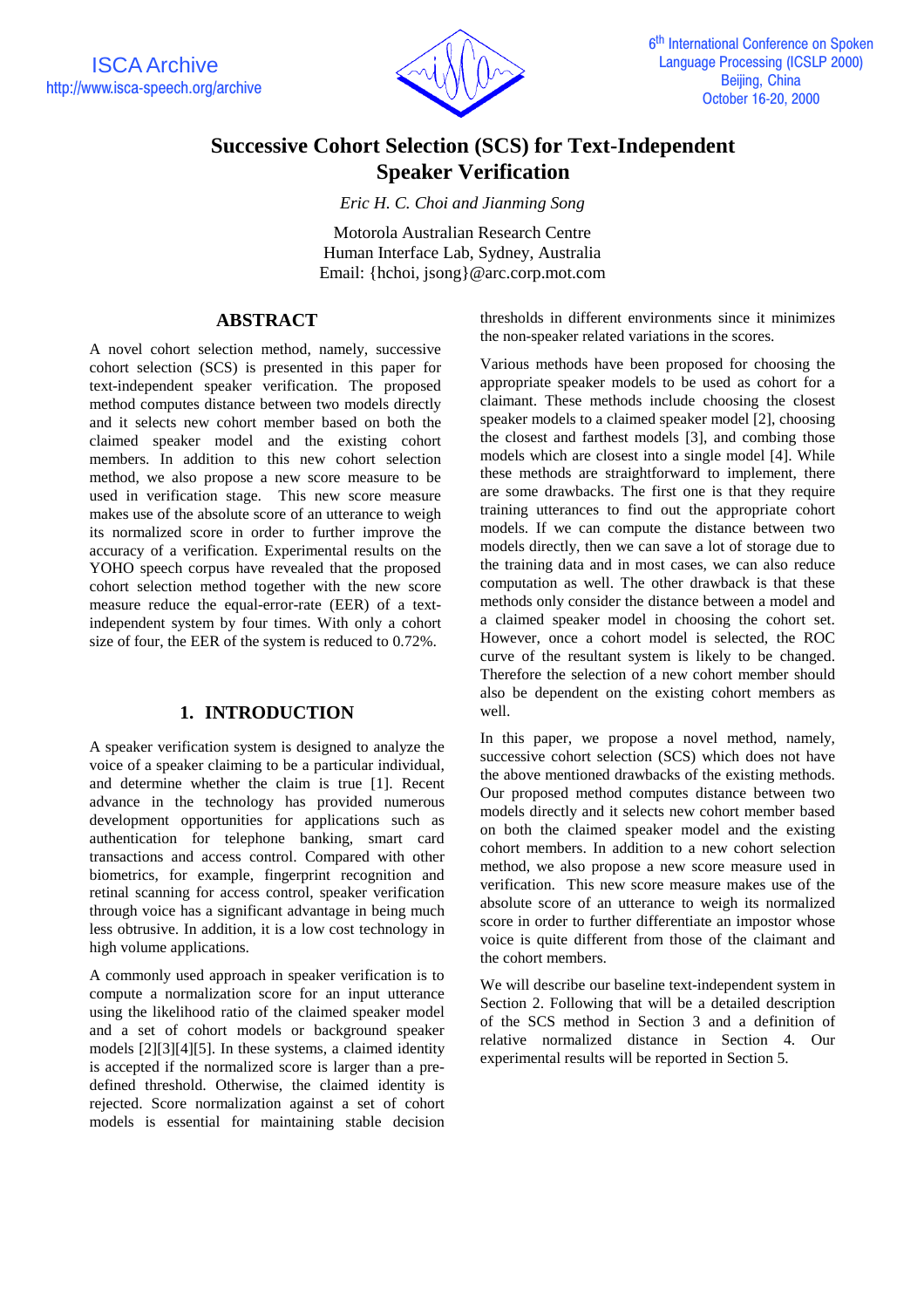# Successive Cohort Selection (SCS) for Text-Independent Speaker Verification

*Eric H. C. Choi and Jianming Song*

Motorola Australian Research Centre
Human Interface Lab, Sydney, Australia
Email: {hchoi, jsong}@arc.corp.mot.com

## ABSTRACT

A novel cohort selection method, namely, successive cohort selection (SCS) is presented in this paper for text-independent speaker verification. The proposed method computes distance between two models directly and it selects new cohort member based on both the claimed speaker model and the existing cohort members. In addition to this new cohort selection method, we also propose a new score measure to be used in verification stage. This new score measure makes use of the absolute score of an utterance to weigh its normalized score in order to further improve the accuracy of a verification. Experimental results on the YOHO speech corpus have revealed that the proposed cohort selection method together with the new score measure reduce the equal-error-rate (EER) of a text-independent system by four times. With only a cohort size of four, the EER of the system is reduced to 0.72%.

## 1. INTRODUCTION

A speaker verification system is designed to analyze the voice of a speaker claiming to be a particular individual, and determine whether the claim is true [1]. Recent advance in the technology has provided numerous development opportunities for applications such as authentication for telephone banking, smart card transactions and access control. Compared with other biometrics, for example, fingerprint recognition and retinal scanning for access control, speaker verification through voice has a significant advantage in being much less obtrusive. In addition, it is a low cost technology in high volume applications.

A commonly used approach in speaker verification is to compute a normalization score for an input utterance using the likelihood ratio of the claimed speaker model and a set of cohort models or background speaker models [2][3][4][5]. In these systems, a claimed identity is accepted if the normalized score is larger than a pre-defined threshold. Otherwise, the claimed identity is rejected. Score normalization against a set of cohort models is essential for maintaining stable decision thresholds in different environments since it minimizes the non-speaker related variations in the scores.

Various methods have been proposed for choosing the appropriate speaker models to be used as cohort for a claimant. These methods include choosing the closest speaker models to a claimed speaker model [2], choosing the closest and farthest models [3], and combing those models which are closest into a single model [4]. While these methods are straightforward to implement, there are some drawbacks. The first one is that they require training utterances to find out the appropriate cohort models. If we can compute the distance between two models directly, then we can save a lot of storage due to the training data and in most cases, we can also reduce computation as well. The other drawback is that these methods only consider the distance between a model and a claimed speaker model in choosing the cohort set. However, once a cohort model is selected, the ROC curve of the resultant system is likely to be changed. Therefore the selection of a new cohort member should also be dependent on the existing cohort members as well.

In this paper, we propose a novel method, namely, successive cohort selection (SCS) which does not have the above mentioned drawbacks of the existing methods. Our proposed method computes distance between two models directly and it selects new cohort member based on both the claimed speaker model and the existing cohort members. In addition to a new cohort selection method, we also propose a new score measure used in verification. This new score measure makes use of the absolute score of an utterance to weigh its normalized score in order to further differentiate an impostor whose voice is quite different from those of the claimant and the cohort members.

We will describe our baseline text-independent system in Section 2. Following that will be a detailed description of the SCS method in Section 3 and a definition of relative normalized distance in Section 4. Our experimental results will be reported in Section 5.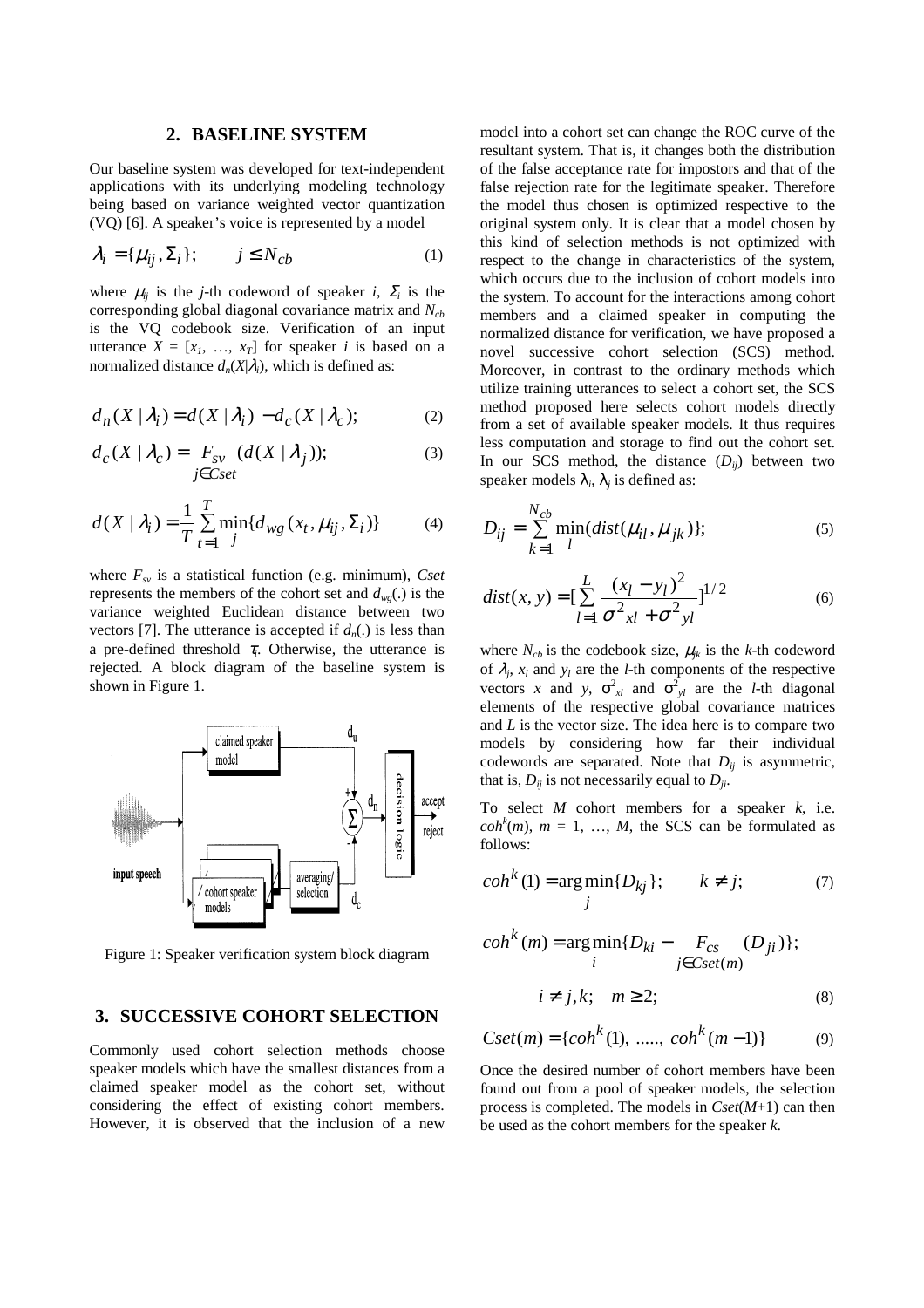## 2. BASELINE SYSTEM

Our baseline system was developed for text-independent applications with its underlying modeling technology being based on variance weighted vector quantization (VQ) [6]. A speaker's voice is represented by a model

$$\lambda_i = \{\mu_{ij}, \Sigma_i\}; \qquad j \le N_{cb} \tag{1}$$

where $\mu_{ij}$ is the $j$-th codeword of speaker $i$, $\Sigma_i$ is the corresponding global diagonal covariance matrix and $N_{cb}$ is the VQ codebook size. Verification of an input utterance $X = [x_1, \ldots, x_T]$ for speaker $i$ is based on a normalized distance $d_n(X|\lambda_i)$, which is defined as:

$$d_n(X \mid \lambda_i) = d(X \mid \lambda_i) - d_c(X \mid \lambda_c); \tag{2}$$

$$d_c(X \mid \lambda_c) = \underset{j \in Cset}{F_{sv}} \; (d(X \mid \lambda_j)); \tag{3}$$

$$d(X \mid \lambda_i) = \frac{1}{T} \sum_{t=1}^{T} \min_j \{d_{wg}(x_t, \mu_{ij}, \Sigma_i)\} \tag{4}$$

where $F_{sv}$ is a statistical function (e.g. minimum), *Cset* represents the members of the cohort set and $d_{wg}(.)$ is the variance weighted Euclidean distance between two vectors [7]. The utterance is accepted if $d_n(.)$ is less than a pre-defined threshold $\tau$. Otherwise, the utterance is rejected. A block diagram of the baseline system is shown in Figure 1.

Figure 1: Speaker verification system block diagram

## 3. SUCCESSIVE COHORT SELECTION

Commonly used cohort selection methods choose speaker models which have the smallest distances from a claimed speaker model as the cohort set, without considering the effect of existing cohort members. However, it is observed that the inclusion of a new model into a cohort set can change the ROC curve of the resultant system. That is, it changes both the distribution of the false acceptance rate for impostors and that of the false rejection rate for the legitimate speaker. Therefore the model thus chosen is optimized respective to the original system only. It is clear that a model chosen by this kind of selection methods is not optimized with respect to the change in characteristics of the system, which occurs due to the inclusion of cohort models into the system. To account for the interactions among cohort members and a claimed speaker in computing the normalized distance for verification, we have proposed a novel successive cohort selection (SCS) method. Moreover, in contrast to the ordinary methods which utilize training utterances to select a cohort set, the SCS method proposed here selects cohort models directly from a set of available speaker models. It thus requires less computation and storage to find out the cohort set. In our SCS method, the distance ($D_{ij}$) between two speaker models $\lambda_i$, $\lambda_j$ is defined as:

$$D_{ij} = \sum_{k=1}^{N_{cb}} \min_l (dist(\mu_{il}, \mu_{jk})); \tag{5}$$

$$dist(x, y) = \left[\sum_{l=1}^{L} \frac{(x_l - y_l)^2}{\sigma^2_{xl} + \sigma^2_{yl}}\right]^{1/2} \tag{6}$$

where $N_{cb}$ is the codebook size, $\mu_{jk}$ is the $k$-th codeword of $\lambda_j$, $x_l$ and $y_l$ are the $l$-th components of the respective vectors $x$ and $y$, $\sigma^2_{xl}$ and $\sigma^2_{yl}$ are the $l$-th diagonal elements of the respective global covariance matrices and $L$ is the vector size. The idea here is to compare two models by considering how far their individual codewords are separated. Note that $D_{ij}$ is asymmetric, that is, $D_{ij}$ is not necessarily equal to $D_{ji}$.

To select $M$ cohort members for a speaker $k$, i.e. $coh^k(m)$, $m = 1, \ldots, M$, the SCS can be formulated as follows:

$$coh^k(1) = \arg\min_j \{D_{kj}\}; \qquad k \ne j; \tag{7}$$

$$coh^k(m) = \arg\min_i \{D_{ki} - \underset{j \in Cset(m)}{F_{cs}} \; (D_{ji})\};$$

$$i \ne j, k; \quad m \ge 2; \tag{8}$$

$$Cset(m) = \{coh^k(1), \; \ldots.., \; coh^k(m-1)\} \tag{9}$$

Once the desired number of cohort members have been found out from a pool of speaker models, the selection process is completed. The models in $Cset(M+1)$ can then be used as the cohort members for the speaker $k$.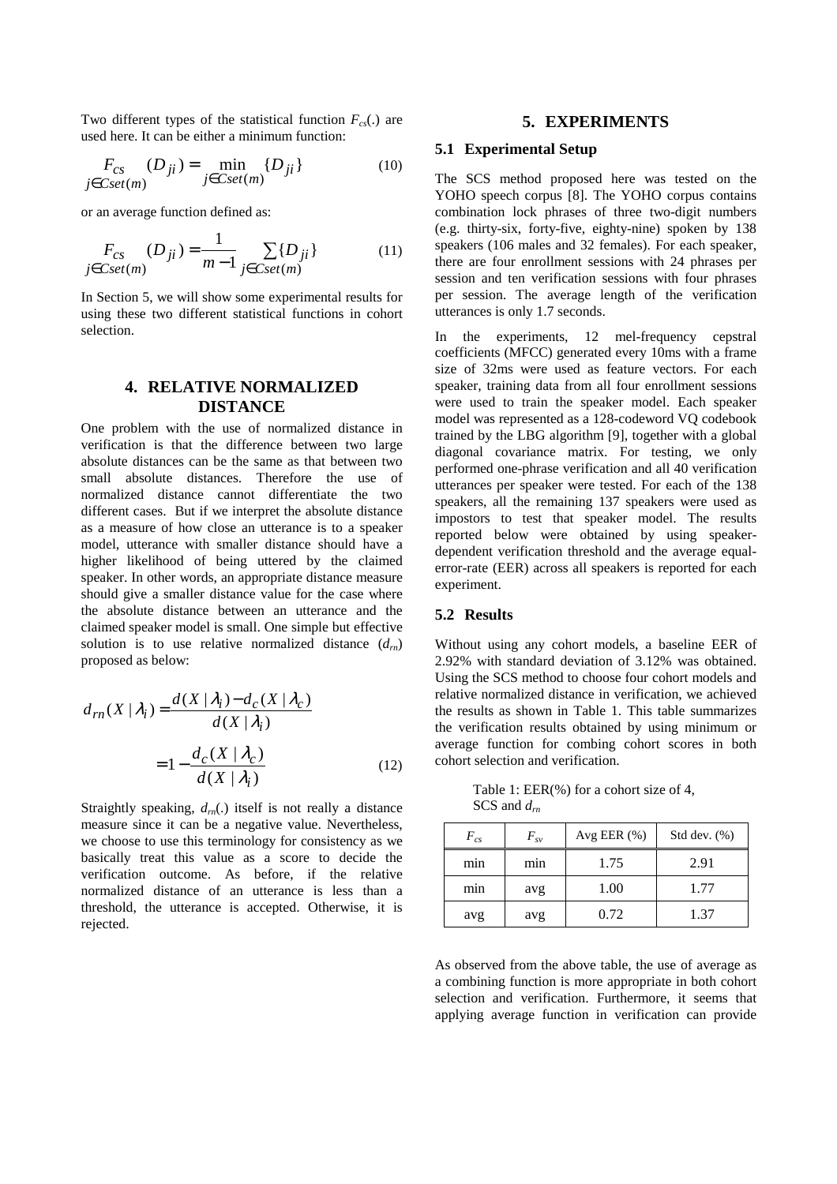Two different types of the statistical function $F_{cs}(.)$ are used here. It can be either a minimum function:

$$\underset{j \in Cset(m)}{F_{cs}} (D_{ji}) = \min_{j \in Cset(m)} \{D_{ji}\} \tag{10}$$

or an average function defined as:

$$\underset{j \in Cset(m)}{F_{cs}} (D_{ji}) = \frac{1}{m-1} \sum_{j \in Cset(m)} \{D_{ji}\} \tag{11}$$

In Section 5, we will show some experimental results for using these two different statistical functions in cohort selection.

# 4. RELATIVE NORMALIZED DISTANCE

One problem with the use of normalized distance in verification is that the difference between two large absolute distances can be the same as that between two small absolute distances. Therefore the use of normalized distance cannot differentiate the two different cases. But if we interpret the absolute distance as a measure of how close an utterance is to a speaker model, utterance with smaller distance should have a higher likelihood of being uttered by the claimed speaker. In other words, an appropriate distance measure should give a smaller distance value for the case where the absolute distance between an utterance and the claimed speaker model is small. One simple but effective solution is to use relative normalized distance ($d_{rn}$) proposed as below:

$$d_{rn}(X \mid \lambda_i) = \frac{d(X \mid \lambda_i) - d_c(X \mid \lambda_c)}{d(X \mid \lambda_i)}$$

$$= 1 - \frac{d_c(X \mid \lambda_c)}{d(X \mid \lambda_i)} \tag{12}$$

Straightly speaking, $d_{rn}(.)$ itself is not really a distance measure since it can be a negative value. Nevertheless, we choose to use this terminology for consistency as we basically treat this value as a score to decide the verification outcome. As before, if the relative normalized distance of an utterance is less than a threshold, the utterance is accepted. Otherwise, it is rejected.

# 5. EXPERIMENTS

## 5.1 Experimental Setup

The SCS method proposed here was tested on the YOHO speech corpus [8]. The YOHO corpus contains combination lock phrases of three two-digit numbers (e.g. thirty-six, forty-five, eighty-nine) spoken by 138 speakers (106 males and 32 females). For each speaker, there are four enrollment sessions with 24 phrases per session and ten verification sessions with four phrases per session. The average length of the verification utterances is only 1.7 seconds.

In the experiments, 12 mel-frequency cepstral coefficients (MFCC) generated every 10ms with a frame size of 32ms were used as feature vectors. For each speaker, training data from all four enrollment sessions were used to train the speaker model. Each speaker model was represented as a 128-codeword VQ codebook trained by the LBG algorithm [9], together with a global diagonal covariance matrix. For testing, we only performed one-phrase verification and all 40 verification utterances per speaker were tested. For each of the 138 speakers, all the remaining 137 speakers were used as impostors to test that speaker model. The results reported below were obtained by using speaker-dependent verification threshold and the average equal-error-rate (EER) across all speakers is reported for each experiment.

## 5.2 Results

Without using any cohort models, a baseline EER of 2.92% with standard deviation of 3.12% was obtained. Using the SCS method to choose four cohort models and relative normalized distance in verification, we achieved the results as shown in Table 1. This table summarizes the verification results obtained by using minimum or average function for combing cohort scores in both cohort selection and verification.

Table 1: EER(%) for a cohort size of 4, SCS and $d_{rn}$

| $F_{cs}$ | $F_{sv}$ | Avg EER (%) | Std dev. (%) |
|---|---|---|---|
| min | min | 1.75 | 2.91 |
| min | avg | 1.00 | 1.77 |
| avg | avg | 0.72 | 1.37 |

As observed from the above table, the use of average as a combining function is more appropriate in both cohort selection and verification. Furthermore, it seems that applying average function in verification can provide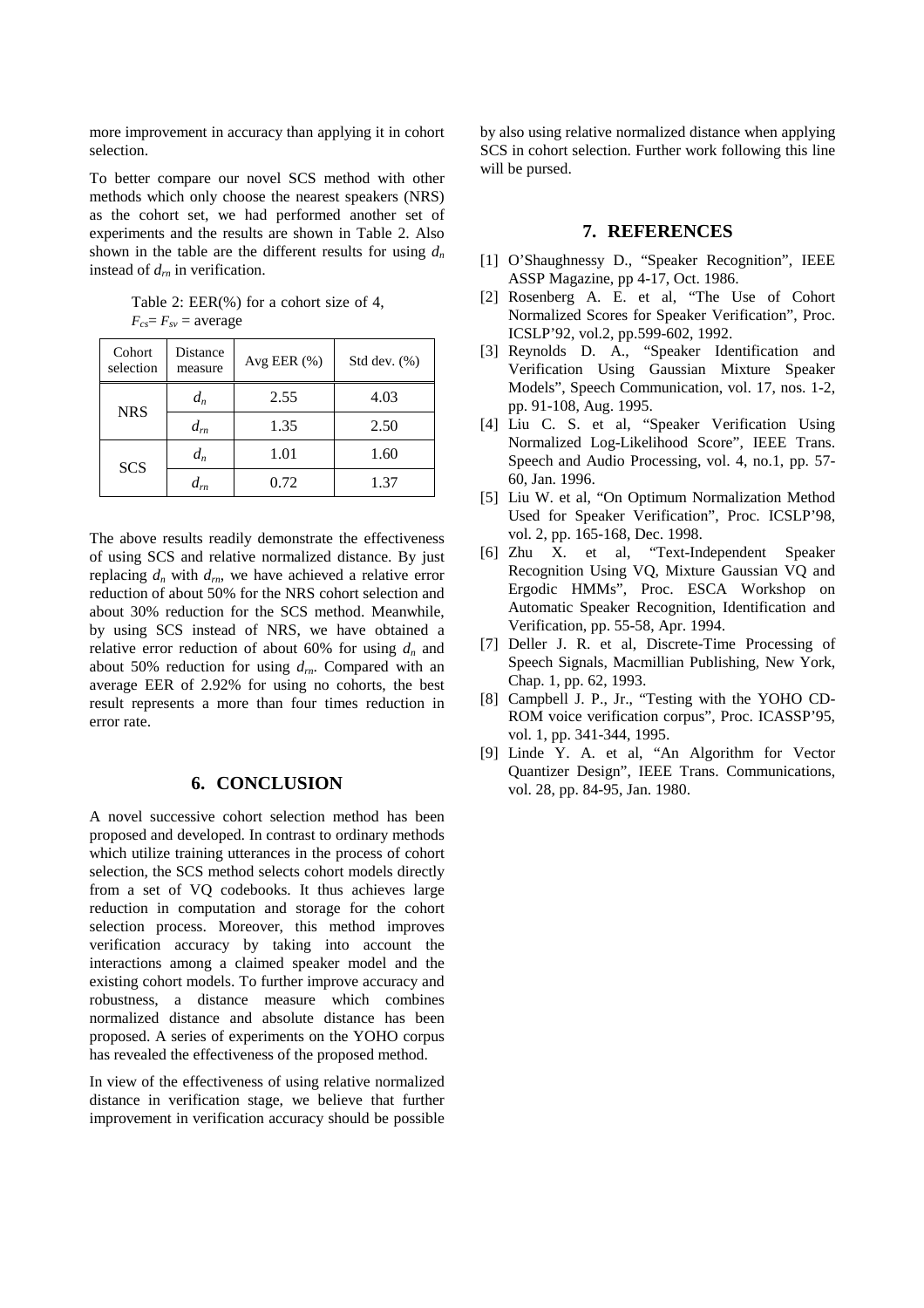more improvement in accuracy than applying it in cohort selection.

To better compare our novel SCS method with other methods which only choose the nearest speakers (NRS) as the cohort set, we had performed another set of experiments and the results are shown in Table 2. Also shown in the table are the different results for using $d_n$ instead of $d_{rn}$ in verification.

Table 2: EER(%) for a cohort size of 4, $F_{cs}$= $F_{sv}$ = average

| Cohort selection | Distance measure | Avg EER (%) | Std dev. (%) |
|---|---|---|---|
| NRS | $d_n$ | 2.55 | 4.03 |
| | $d_{rn}$ | 1.35 | 2.50 |
| SCS | $d_n$ | 1.01 | 1.60 |
| | $d_{rn}$ | 0.72 | 1.37 |

The above results readily demonstrate the effectiveness of using SCS and relative normalized distance. By just replacing $d_n$ with $d_{rn}$, we have achieved a relative error reduction of about 50% for the NRS cohort selection and about 30% reduction for the SCS method. Meanwhile, by using SCS instead of NRS, we have obtained a relative error reduction of about 60% for using $d_n$ and about 50% reduction for using $d_{rn}$. Compared with an average EER of 2.92% for using no cohorts, the best result represents a more than four times reduction in error rate.

## 6. CONCLUSION

A novel successive cohort selection method has been proposed and developed. In contrast to ordinary methods which utilize training utterances in the process of cohort selection, the SCS method selects cohort models directly from a set of VQ codebooks. It thus achieves large reduction in computation and storage for the cohort selection process. Moreover, this method improves verification accuracy by taking into account the interactions among a claimed speaker model and the existing cohort models. To further improve accuracy and robustness, a distance measure which combines normalized distance and absolute distance has been proposed. A series of experiments on the YOHO corpus has revealed the effectiveness of the proposed method.

In view of the effectiveness of using relative normalized distance in verification stage, we believe that further improvement in verification accuracy should be possible by also using relative normalized distance when applying SCS in cohort selection. Further work following this line will be pursed.

## 7. REFERENCES

[1] O'Shaughnessy D., "Speaker Recognition", IEEE ASSP Magazine, pp 4-17, Oct. 1986.

[2] Rosenberg A. E. et al, "The Use of Cohort Normalized Scores for Speaker Verification", Proc. ICSLP'92, vol.2, pp.599-602, 1992.

[3] Reynolds D. A., "Speaker Identification and Verification Using Gaussian Mixture Speaker Models", Speech Communication, vol. 17, nos. 1-2, pp. 91-108, Aug. 1995.

[4] Liu C. S. et al, "Speaker Verification Using Normalized Log-Likelihood Score", IEEE Trans. Speech and Audio Processing, vol. 4, no.1, pp. 57-60, Jan. 1996.

[5] Liu W. et al, "On Optimum Normalization Method Used for Speaker Verification", Proc. ICSLP'98, vol. 2, pp. 165-168, Dec. 1998.

[6] Zhu X. et al, "Text-Independent Speaker Recognition Using VQ, Mixture Gaussian VQ and Ergodic HMMs", Proc. ESCA Workshop on Automatic Speaker Recognition, Identification and Verification, pp. 55-58, Apr. 1994.

[7] Deller J. R. et al, Discrete-Time Processing of Speech Signals, Macmillian Publishing, New York, Chap. 1, pp. 62, 1993.

[8] Campbell J. P., Jr., "Testing with the YOHO CD-ROM voice verification corpus", Proc. ICASSP'95, vol. 1, pp. 341-344, 1995.

[9] Linde Y. A. et al, "An Algorithm for Vector Quantizer Design", IEEE Trans. Communications, vol. 28, pp. 84-95, Jan. 1980.